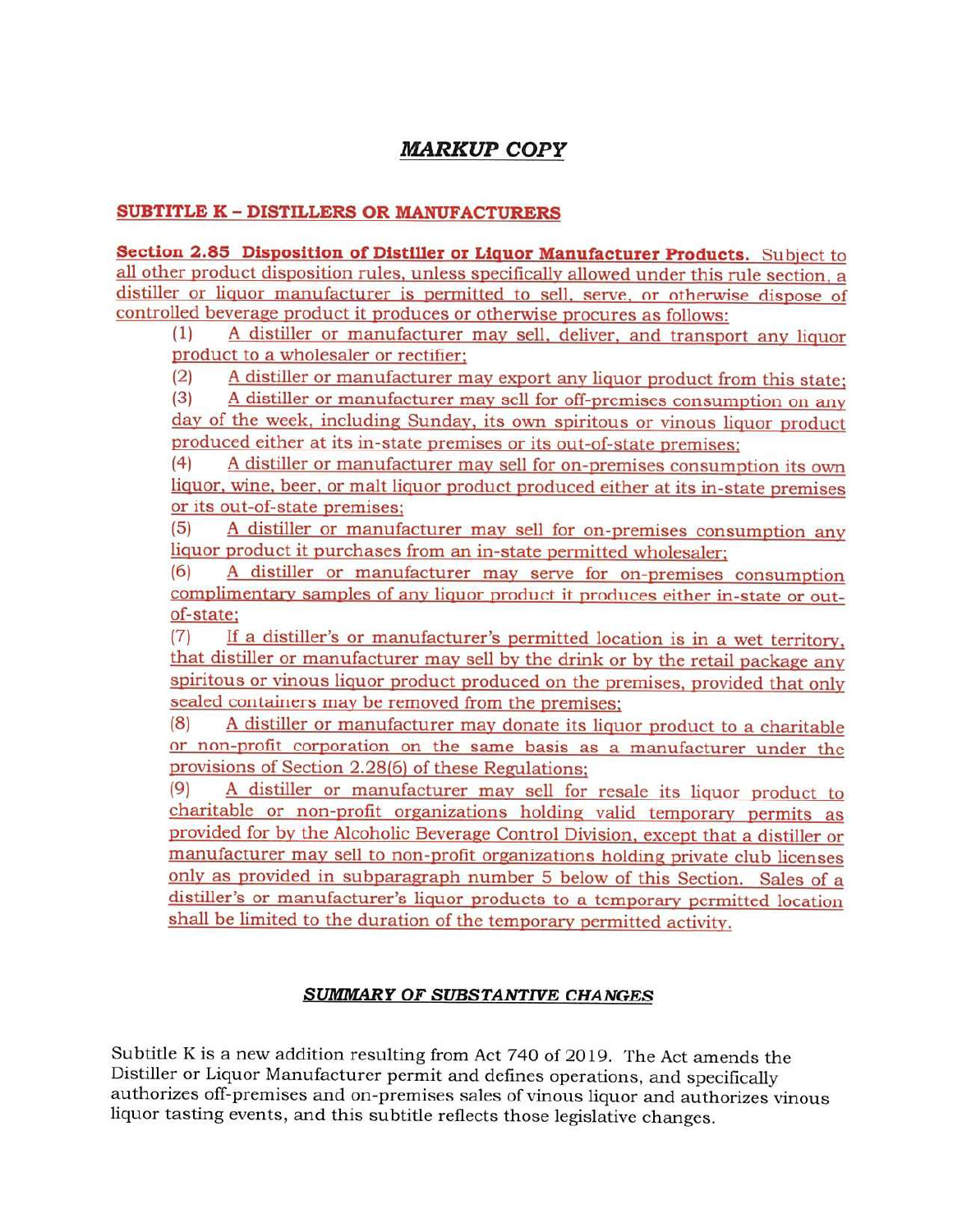# *MARKUP COPY*

## SUBTITLE K – DISTILLERS OR MANUFACTURERS

**Section 2.85 Disposition of Distiller or Liquor Manufacturer Products.** Subject to all other product disposition rules, unless specifically allowed under this rule section, a distiller or liquor manufacturer is permitted to sell, serve, or otherwise dispose of controlled beverage product it produces or otherwise procures as follows:

(1) A distiller or manufacturer may sell, deliver, and transport any liquor product to a wholesaler or rectifier;

(2) A distiller or manufacturer may export any liquor product from this state;

(3) A distiller or manufacturer may sell for off-premises consumption on any day of the week, including Sunday, its own spiritous or vinous liquor product produced either at its in-state premises or its out-of-state premises;

(4) A distiller or manufacturer may sell for on-premises consumption its own liquor, wine, beer, or malt liquor product produced either at its in-state premises or its out-of-state premises;

(5) A distiller or manufacturer may sell for on-premises consumption any liquor product it purchases from an in-state permitted wholesaler;

(6) A distiller or manufacturer may serve for on-premises consumption complimentary samples of any liquor product it produces either in-state or out-of-state;

(7) If a distiller's or manufacturer's permitted location is in a wet territory, that distiller or manufacturer may sell by the drink or by the retail package any spiritous or vinous liquor product produced on the premises, provided that only sealed containers may be removed from the premises;

(8) A distiller or manufacturer may donate its liquor product to a charitable or non-profit corporation on the same basis as a manufacturer under the provisions of Section 2.28(6) of these Regulations;

(9) A distiller or manufacturer may sell for resale its liquor product to charitable or non-profit organizations holding valid temporary permits as provided for by the Alcoholic Beverage Control Division, except that a distiller or manufacturer may sell to non-profit organizations holding private club licenses only as provided in subparagraph number 5 below of this Section. Sales of a distiller's or manufacturer's liquor products to a temporary permitted location shall be limited to the duration of the temporary permitted activity.

### *SUMMARY OF SUBSTANTIVE CHANGES*

Subtitle K is a new addition resulting from Act 740 of 2019. The Act amends the Distiller or Liquor Manufacturer permit and defines operations, and specifically authorizes off-premises and on-premises sales of vinous liquor and authorizes vinous liquor tasting events, and this subtitle reflects those legislative changes.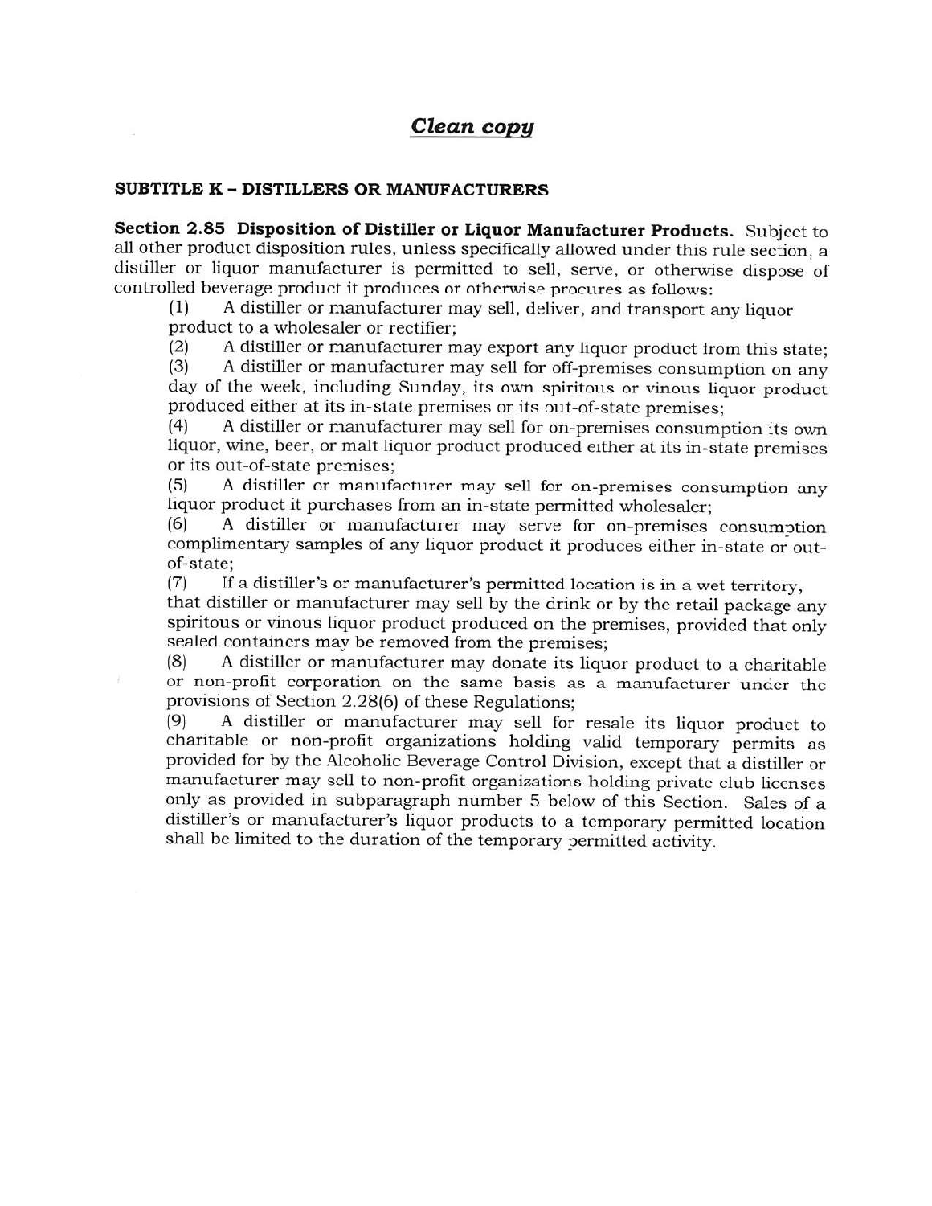## *Clean copy*

**SUBTITLE K – DISTILLERS OR MANUFACTURERS**

**Section 2.85 Disposition of Distiller or Liquor Manufacturer Products.** Subject to all other product disposition rules, unless specifically allowed under this rule section, a distiller or liquor manufacturer is permitted to sell, serve, or otherwise dispose of controlled beverage product it produces or otherwise procures as follows:

(1) A distiller or manufacturer may sell, deliver, and transport any liquor product to a wholesaler or rectifier;

(2) A distiller or manufacturer may export any liquor product from this state;

(3) A distiller or manufacturer may sell for off-premises consumption on any day of the week, including Sunday, its own spiritous or vinous liquor product produced either at its in-state premises or its out-of-state premises;

(4) A distiller or manufacturer may sell for on-premises consumption its own liquor, wine, beer, or malt liquor product produced either at its in-state premises or its out-of-state premises;

(5) A distiller or manufacturer may sell for on-premises consumption any liquor product it purchases from an in-state permitted wholesaler;

(6) A distiller or manufacturer may serve for on-premises consumption complimentary samples of any liquor product it produces either in-state or out-of-state;

(7) If a distiller's or manufacturer's permitted location is in a wet territory, that distiller or manufacturer may sell by the drink or by the retail package any spiritous or vinous liquor product produced on the premises, provided that only sealed containers may be removed from the premises;

(8) A distiller or manufacturer may donate its liquor product to a charitable or non-profit corporation on the same basis as a manufacturer under the provisions of Section 2.28(6) of these Regulations;

(9) A distiller or manufacturer may sell for resale its liquor product to charitable or non-profit organizations holding valid temporary permits as provided for by the Alcoholic Beverage Control Division, except that a distiller or manufacturer may sell to non-profit organizations holding private club licenses only as provided in subparagraph number 5 below of this Section. Sales of a distiller's or manufacturer's liquor products to a temporary permitted location shall be limited to the duration of the temporary permitted activity.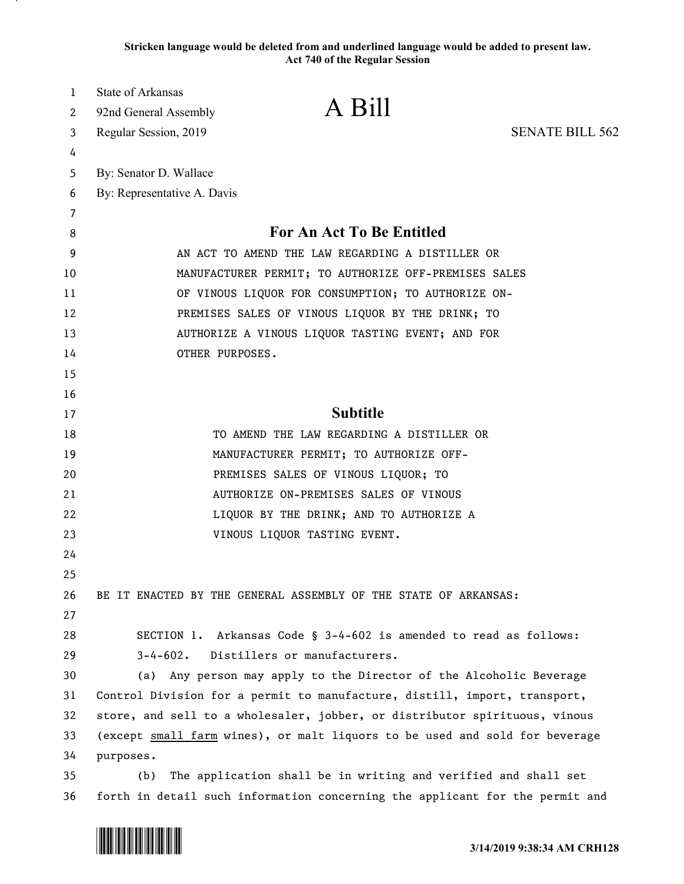**Stricken language would be deleted from and underlined language would be added to present law.**
**Act 740 of the Regular Session**

State of Arkansas
92nd General Assembly
Regular Session, 2019

# A Bill

SENATE BILL 562

By: Senator D. Wallace
By: Representative A. Davis

## For An Act To Be Entitled

AN ACT TO AMEND THE LAW REGARDING A DISTILLER OR MANUFACTURER PERMIT; TO AUTHORIZE OFF-PREMISES SALES OF VINOUS LIQUOR FOR CONSUMPTION; TO AUTHORIZE ON-PREMISES SALES OF VINOUS LIQUOR BY THE DRINK; TO AUTHORIZE A VINOUS LIQUOR TASTING EVENT; AND FOR OTHER PURPOSES.

## Subtitle

TO AMEND THE LAW REGARDING A DISTILLER OR MANUFACTURER PERMIT; TO AUTHORIZE OFF-PREMISES SALES OF VINOUS LIQUOR; TO AUTHORIZE ON-PREMISES SALES OF VINOUS LIQUOR BY THE DRINK; AND TO AUTHORIZE A VINOUS LIQUOR TASTING EVENT.

BE IT ENACTED BY THE GENERAL ASSEMBLY OF THE STATE OF ARKANSAS:

SECTION 1. Arkansas Code § 3-4-602 is amended to read as follows:

3-4-602. Distillers or manufacturers.

(a) Any person may apply to the Director of the Alcoholic Beverage Control Division for a permit to manufacture, distill, import, transport, store, and sell to a wholesaler, jobber, or distributor spirituous, vinous (except small farm wines), or malt liquors to be used and sold for beverage purposes.

(b) The application shall be in writing and verified and shall set forth in detail such information concerning the applicant for the permit and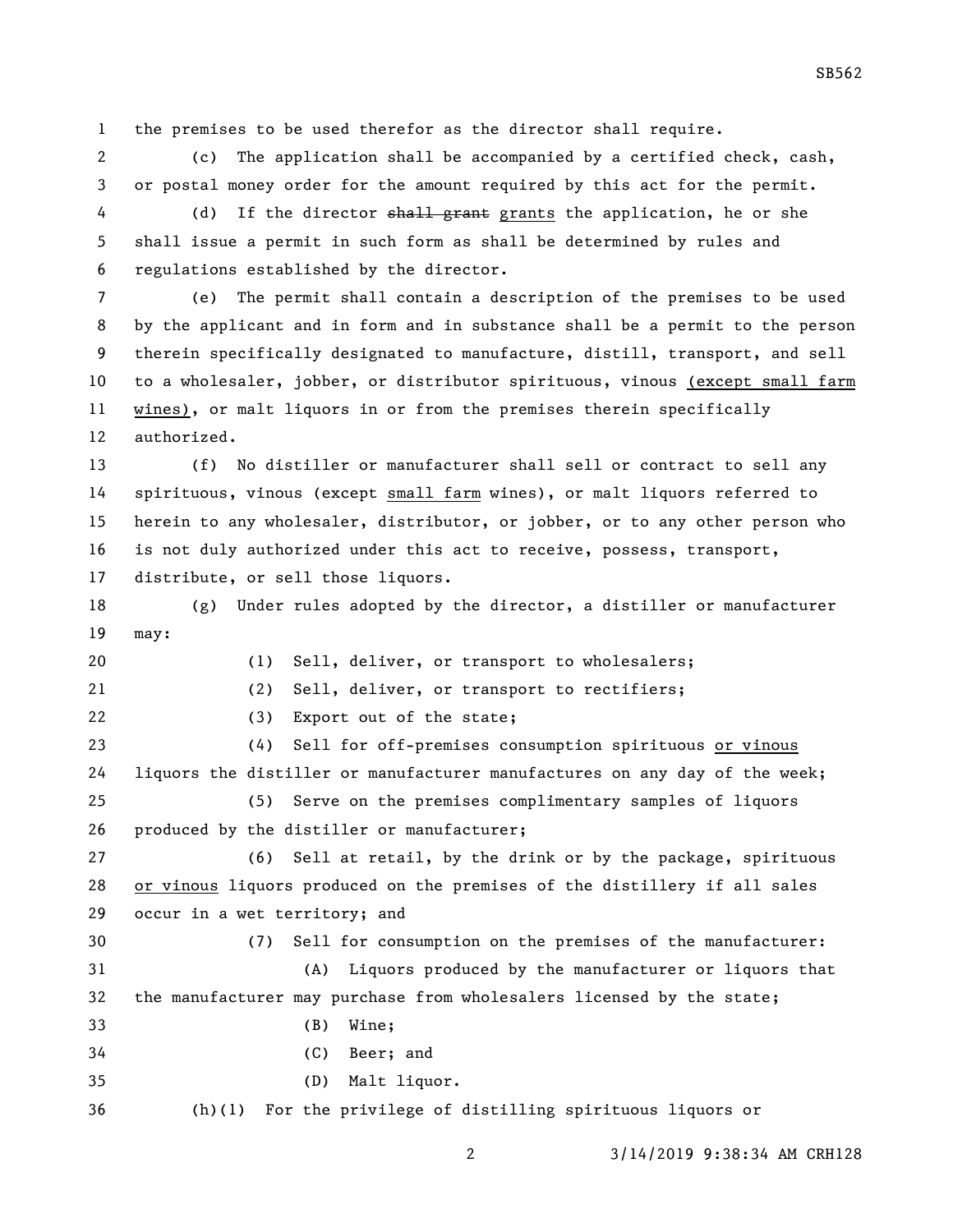the premises to be used therefor as the director shall require.

(c) The application shall be accompanied by a certified check, cash, or postal money order for the amount required by this act for the permit.

(d) If the director ~~shall grant~~ <u>grants</u> the application, he or she shall issue a permit in such form as shall be determined by rules and regulations established by the director.

(e) The permit shall contain a description of the premises to be used by the applicant and in form and in substance shall be a permit to the person therein specifically designated to manufacture, distill, transport, and sell to a wholesaler, jobber, or distributor spirituous, vinous <u>(except small farm wines)</u>, or malt liquors in or from the premises therein specifically authorized.

(f) No distiller or manufacturer shall sell or contract to sell any spirituous, vinous (except <u>small farm</u> wines), or malt liquors referred to herein to any wholesaler, distributor, or jobber, or to any other person who is not duly authorized under this act to receive, possess, transport, distribute, or sell those liquors.

(g) Under rules adopted by the director, a distiller or manufacturer may:

(1) Sell, deliver, or transport to wholesalers;

(2) Sell, deliver, or transport to rectifiers;

(3) Export out of the state;

(4) Sell for off-premises consumption spirituous <u>or vinous</u> liquors the distiller or manufacturer manufactures on any day of the week;

(5) Serve on the premises complimentary samples of liquors produced by the distiller or manufacturer;

(6) Sell at retail, by the drink or by the package, spirituous <u>or vinous</u> liquors produced on the premises of the distillery if all sales occur in a wet territory; and

(7) Sell for consumption on the premises of the manufacturer:

(A) Liquors produced by the manufacturer or liquors that the manufacturer may purchase from wholesalers licensed by the state;

(B) Wine;

(C) Beer; and

(D) Malt liquor.

(h)(1) For the privilege of distilling spirituous liquors or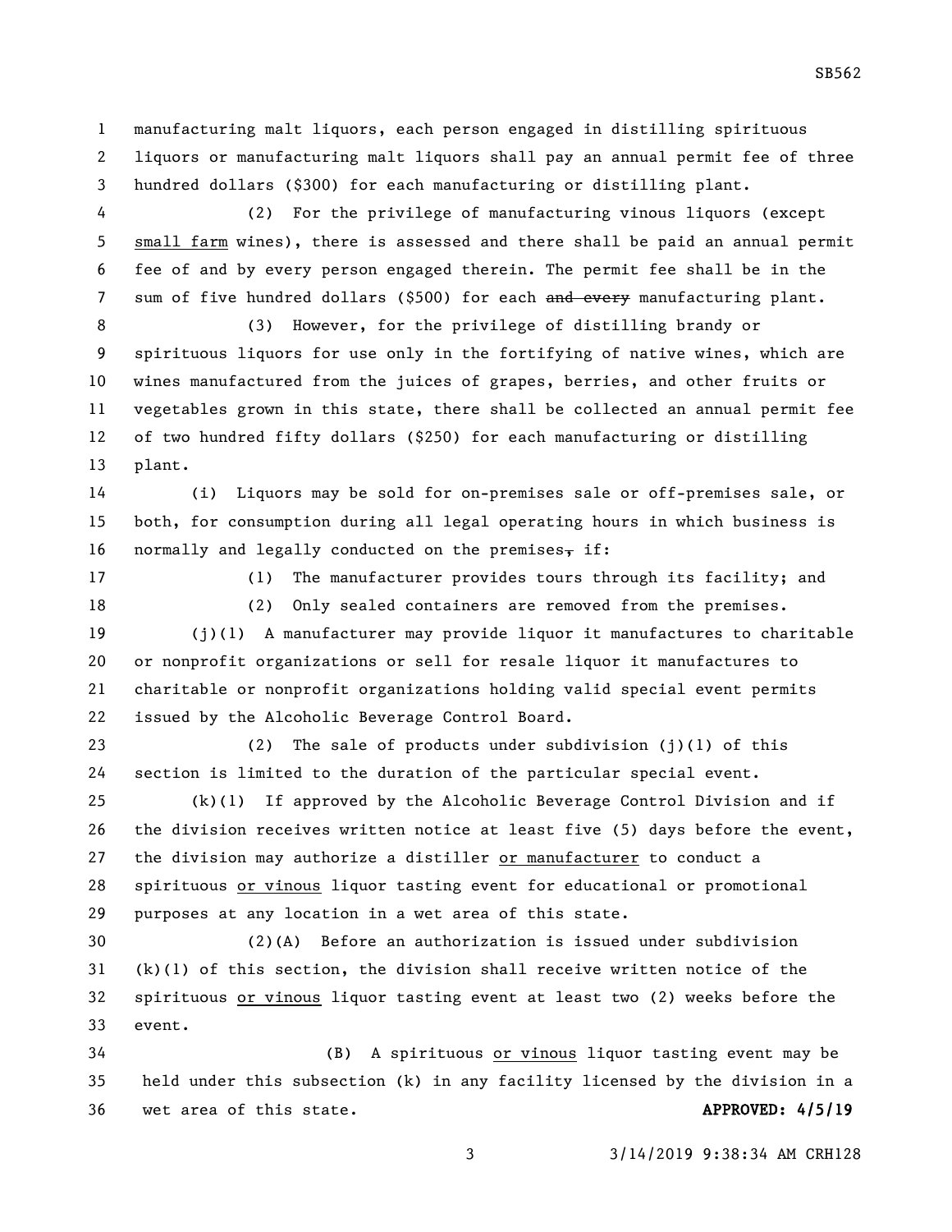manufacturing malt liquors, each person engaged in distilling spirituous liquors or manufacturing malt liquors shall pay an annual permit fee of three hundred dollars ($300) for each manufacturing or distilling plant.

(2) For the privilege of manufacturing vinous liquors (except <u>small farm</u> wines), there is assessed and there shall be paid an annual permit fee of and by every person engaged therein. The permit fee shall be in the sum of five hundred dollars ($500) for each ~~and every~~ manufacturing plant.

(3) However, for the privilege of distilling brandy or spirituous liquors for use only in the fortifying of native wines, which are wines manufactured from the juices of grapes, berries, and other fruits or vegetables grown in this state, there shall be collected an annual permit fee of two hundred fifty dollars ($250) for each manufacturing or distilling plant.

(i) Liquors may be sold for on-premises sale or off-premises sale, or both, for consumption during all legal operating hours in which business is normally and legally conducted on the premises~~,~~ if:

(1) The manufacturer provides tours through its facility; and

(2) Only sealed containers are removed from the premises.

(j)(1) A manufacturer may provide liquor it manufactures to charitable or nonprofit organizations or sell for resale liquor it manufactures to charitable or nonprofit organizations holding valid special event permits issued by the Alcoholic Beverage Control Board.

(2) The sale of products under subdivision (j)(1) of this section is limited to the duration of the particular special event.

(k)(1) If approved by the Alcoholic Beverage Control Division and if the division receives written notice at least five (5) days before the event, the division may authorize a distiller <u>or manufacturer</u> to conduct a spirituous <u>or vinous</u> liquor tasting event for educational or promotional purposes at any location in a wet area of this state.

(2)(A) Before an authorization is issued under subdivision (k)(1) of this section, the division shall receive written notice of the spirituous <u>or vinous</u> liquor tasting event at least two (2) weeks before the event.

(B) A spirituous <u>or vinous</u> liquor tasting event may be held under this subsection (k) in any facility licensed by the division in a wet area of this state.

**APPROVED: 4/5/19**